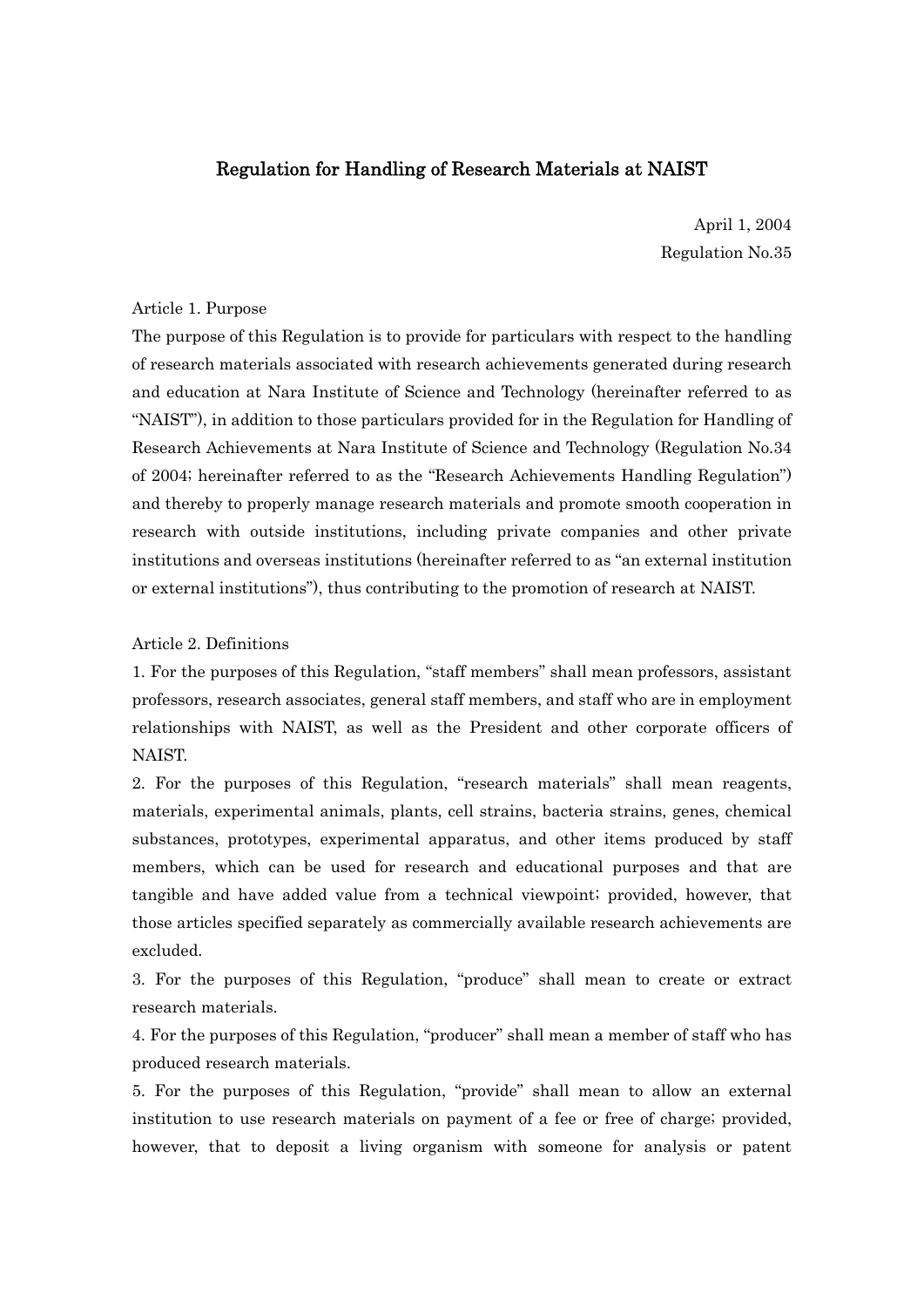# Regulation for Handling of Research Materials at NAIST

April 1, 2004
Regulation No.35

Article 1. Purpose

The purpose of this Regulation is to provide for particulars with respect to the handling of research materials associated with research achievements generated during research and education at Nara Institute of Science and Technology (hereinafter referred to as "NAIST"), in addition to those particulars provided for in the Regulation for Handling of Research Achievements at Nara Institute of Science and Technology (Regulation No.34 of 2004; hereinafter referred to as the "Research Achievements Handling Regulation") and thereby to properly manage research materials and promote smooth cooperation in research with outside institutions, including private companies and other private institutions and overseas institutions (hereinafter referred to as "an external institution or external institutions"), thus contributing to the promotion of research at NAIST.

Article 2. Definitions

1. For the purposes of this Regulation, "staff members" shall mean professors, assistant professors, research associates, general staff members, and staff who are in employment relationships with NAIST, as well as the President and other corporate officers of NAIST.

2. For the purposes of this Regulation, "research materials" shall mean reagents, materials, experimental animals, plants, cell strains, bacteria strains, genes, chemical substances, prototypes, experimental apparatus, and other items produced by staff members, which can be used for research and educational purposes and that are tangible and have added value from a technical viewpoint; provided, however, that those articles specified separately as commercially available research achievements are excluded.

3. For the purposes of this Regulation, "produce" shall mean to create or extract research materials.

4. For the purposes of this Regulation, "producer" shall mean a member of staff who has produced research materials.

5. For the purposes of this Regulation, "provide" shall mean to allow an external institution to use research materials on payment of a fee or free of charge; provided, however, that to deposit a living organism with someone for analysis or patent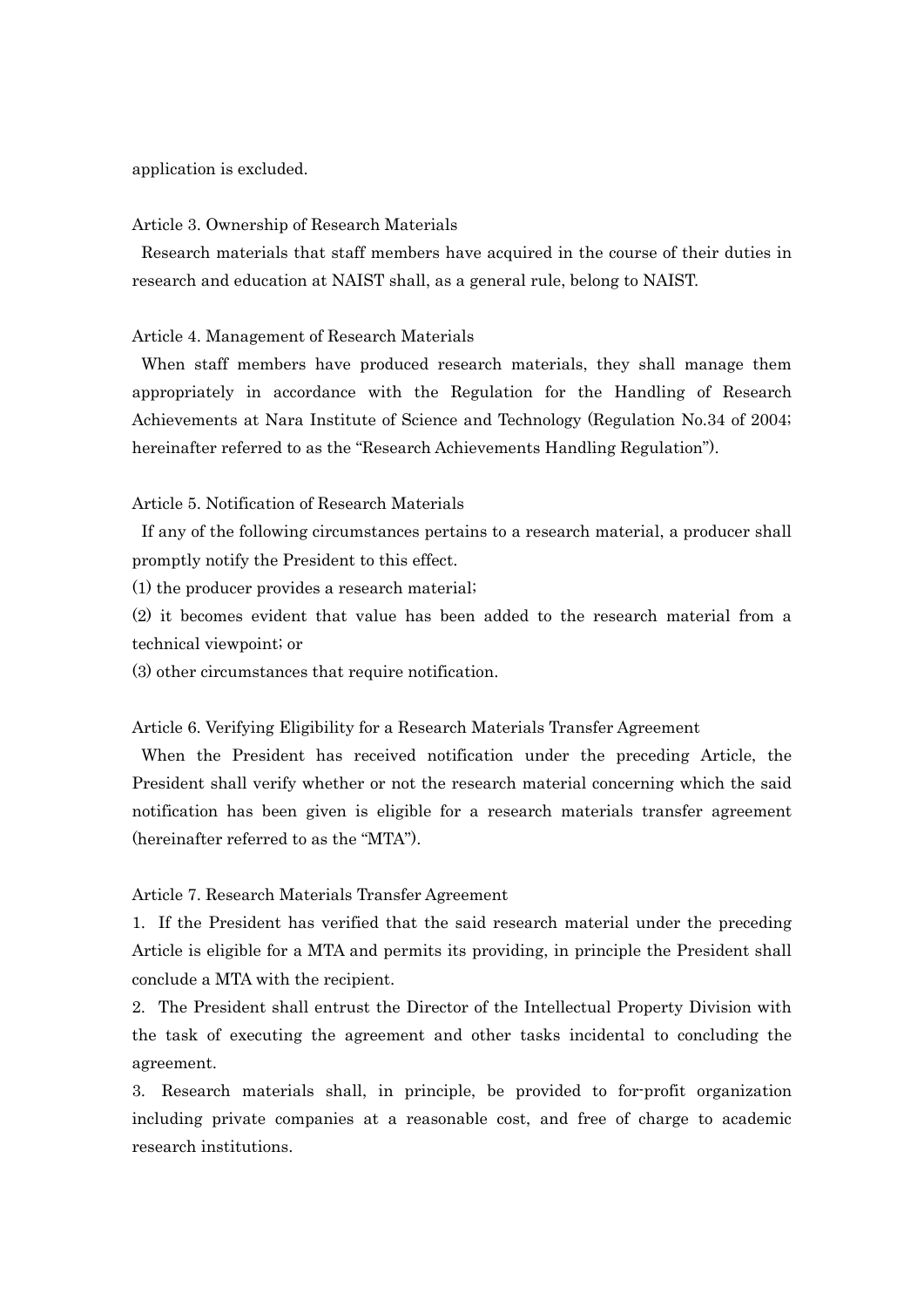application is excluded.

Article 3. Ownership of Research Materials

Research materials that staff members have acquired in the course of their duties in research and education at NAIST shall, as a general rule, belong to NAIST.

Article 4. Management of Research Materials

When staff members have produced research materials, they shall manage them appropriately in accordance with the Regulation for the Handling of Research Achievements at Nara Institute of Science and Technology (Regulation No.34 of 2004; hereinafter referred to as the "Research Achievements Handling Regulation").

Article 5. Notification of Research Materials

If any of the following circumstances pertains to a research material, a producer shall promptly notify the President to this effect.

(1) the producer provides a research material;

(2) it becomes evident that value has been added to the research material from a technical viewpoint; or

(3) other circumstances that require notification.

Article 6. Verifying Eligibility for a Research Materials Transfer Agreement

When the President has received notification under the preceding Article, the President shall verify whether or not the research material concerning which the said notification has been given is eligible for a research materials transfer agreement (hereinafter referred to as the "MTA").

Article 7. Research Materials Transfer Agreement

1. If the President has verified that the said research material under the preceding Article is eligible for a MTA and permits its providing, in principle the President shall conclude a MTA with the recipient.

2. The President shall entrust the Director of the Intellectual Property Division with the task of executing the agreement and other tasks incidental to concluding the agreement.

3. Research materials shall, in principle, be provided to for-profit organization including private companies at a reasonable cost, and free of charge to academic research institutions.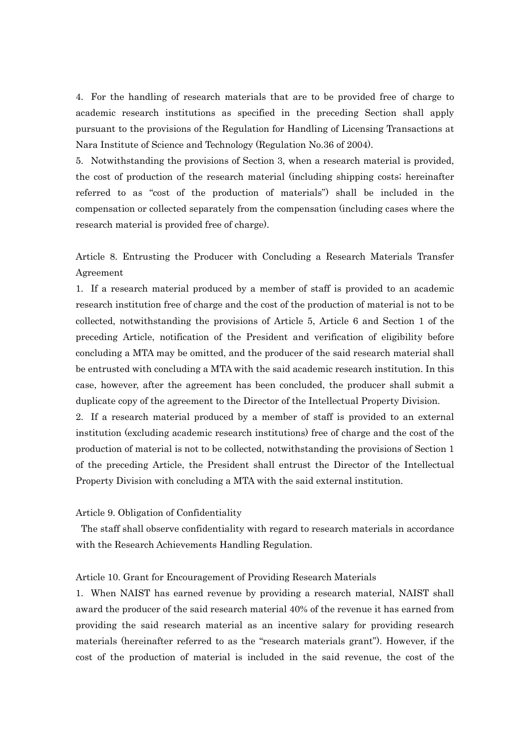4. For the handling of research materials that are to be provided free of charge to academic research institutions as specified in the preceding Section shall apply pursuant to the provisions of the Regulation for Handling of Licensing Transactions at Nara Institute of Science and Technology (Regulation No.36 of 2004).

5. Notwithstanding the provisions of Section 3, when a research material is provided, the cost of production of the research material (including shipping costs; hereinafter referred to as "cost of the production of materials") shall be included in the compensation or collected separately from the compensation (including cases where the research material is provided free of charge).

Article 8. Entrusting the Producer with Concluding a Research Materials Transfer Agreement

1. If a research material produced by a member of staff is provided to an academic research institution free of charge and the cost of the production of material is not to be collected, notwithstanding the provisions of Article 5, Article 6 and Section 1 of the preceding Article, notification of the President and verification of eligibility before concluding a MTA may be omitted, and the producer of the said research material shall be entrusted with concluding a MTA with the said academic research institution. In this case, however, after the agreement has been concluded, the producer shall submit a duplicate copy of the agreement to the Director of the Intellectual Property Division.

2. If a research material produced by a member of staff is provided to an external institution (excluding academic research institutions) free of charge and the cost of the production of material is not to be collected, notwithstanding the provisions of Section 1 of the preceding Article, the President shall entrust the Director of the Intellectual Property Division with concluding a MTA with the said external institution.

Article 9. Obligation of Confidentiality

The staff shall observe confidentiality with regard to research materials in accordance with the Research Achievements Handling Regulation.

Article 10. Grant for Encouragement of Providing Research Materials

1. When NAIST has earned revenue by providing a research material, NAIST shall award the producer of the said research material 40% of the revenue it has earned from providing the said research material as an incentive salary for providing research materials (hereinafter referred to as the "research materials grant"). However, if the cost of the production of material is included in the said revenue, the cost of the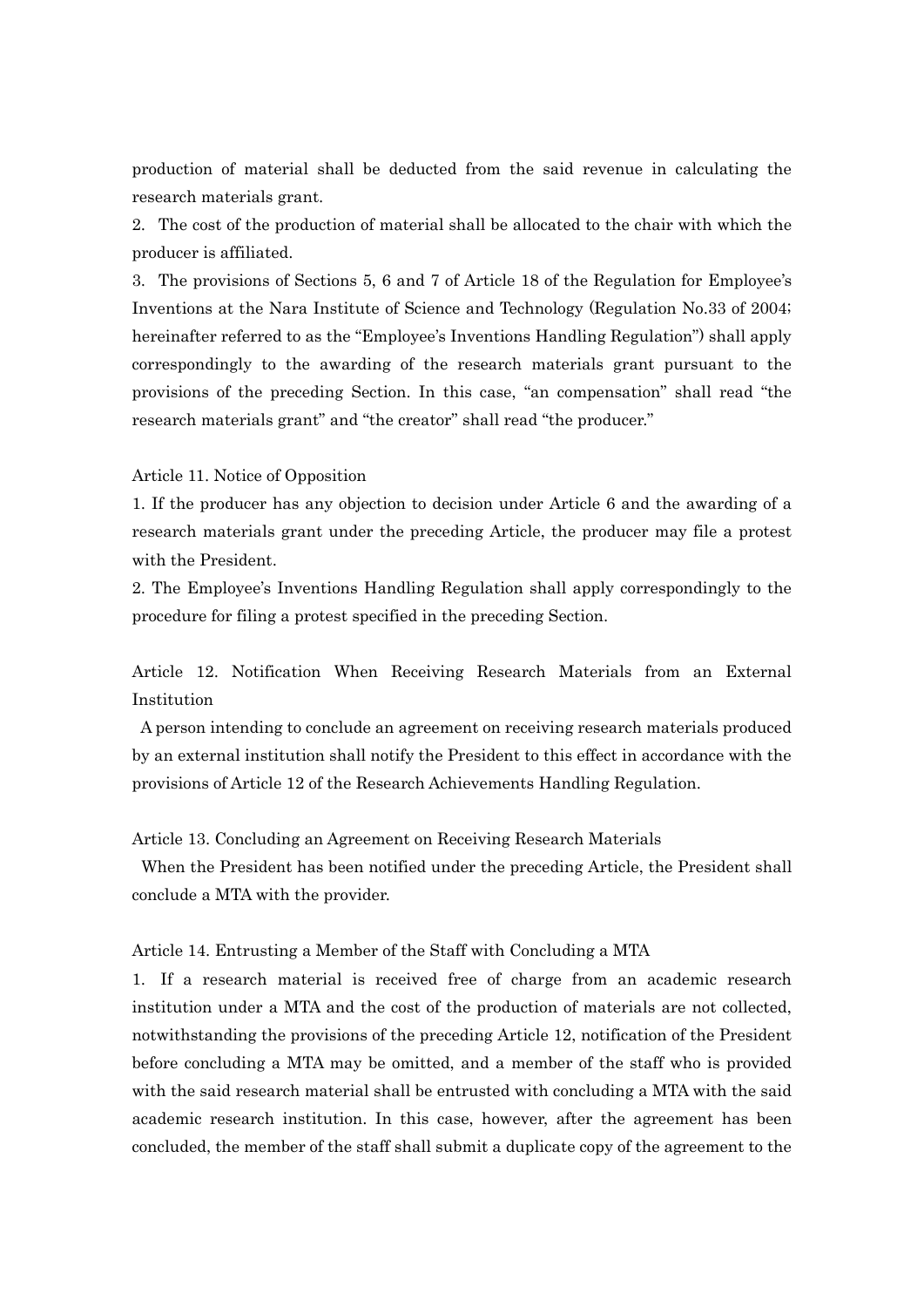production of material shall be deducted from the said revenue in calculating the research materials grant.

2. The cost of the production of material shall be allocated to the chair with which the producer is affiliated.

3. The provisions of Sections 5, 6 and 7 of Article 18 of the Regulation for Employee's Inventions at the Nara Institute of Science and Technology (Regulation No.33 of 2004; hereinafter referred to as the "Employee's Inventions Handling Regulation") shall apply correspondingly to the awarding of the research materials grant pursuant to the provisions of the preceding Section. In this case, "an compensation" shall read "the research materials grant" and "the creator" shall read "the producer."

Article 11. Notice of Opposition

1. If the producer has any objection to decision under Article 6 and the awarding of a research materials grant under the preceding Article, the producer may file a protest with the President.

2. The Employee's Inventions Handling Regulation shall apply correspondingly to the procedure for filing a protest specified in the preceding Section.

Article 12. Notification When Receiving Research Materials from an External Institution

A person intending to conclude an agreement on receiving research materials produced by an external institution shall notify the President to this effect in accordance with the provisions of Article 12 of the Research Achievements Handling Regulation.

Article 13. Concluding an Agreement on Receiving Research Materials

When the President has been notified under the preceding Article, the President shall conclude a MTA with the provider.

Article 14. Entrusting a Member of the Staff with Concluding a MTA

1. If a research material is received free of charge from an academic research institution under a MTA and the cost of the production of materials are not collected, notwithstanding the provisions of the preceding Article 12, notification of the President before concluding a MTA may be omitted, and a member of the staff who is provided with the said research material shall be entrusted with concluding a MTA with the said academic research institution. In this case, however, after the agreement has been concluded, the member of the staff shall submit a duplicate copy of the agreement to the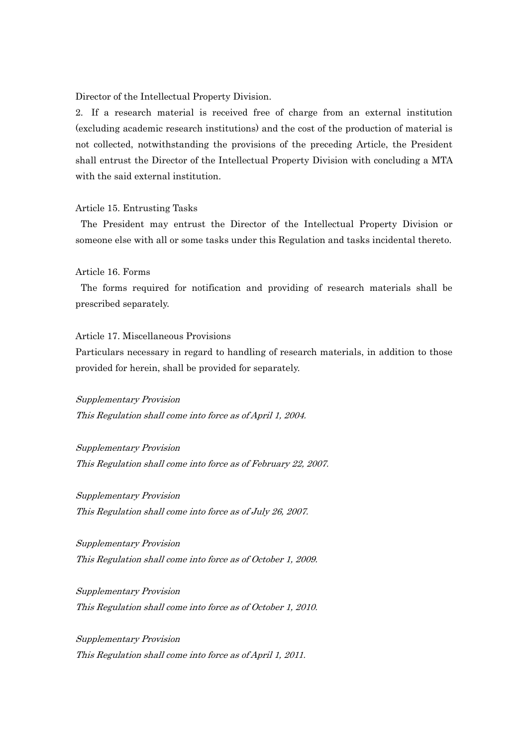Director of the Intellectual Property Division.

2. If a research material is received free of charge from an external institution (excluding academic research institutions) and the cost of the production of material is not collected, notwithstanding the provisions of the preceding Article, the President shall entrust the Director of the Intellectual Property Division with concluding a MTA with the said external institution.

Article 15. Entrusting Tasks

The President may entrust the Director of the Intellectual Property Division or someone else with all or some tasks under this Regulation and tasks incidental thereto.

Article 16. Forms

The forms required for notification and providing of research materials shall be prescribed separately.

Article 17. Miscellaneous Provisions

Particulars necessary in regard to handling of research materials, in addition to those provided for herein, shall be provided for separately.

*Supplementary Provision*

*This Regulation shall come into force as of April 1, 2004.*

*Supplementary Provision*

*This Regulation shall come into force as of February 22, 2007.*

*Supplementary Provision*

*This Regulation shall come into force as of July 26, 2007.*

*Supplementary Provision*

*This Regulation shall come into force as of October 1, 2009.*

*Supplementary Provision*

*This Regulation shall come into force as of October 1, 2010.*

*Supplementary Provision*

*This Regulation shall come into force as of April 1, 2011.*